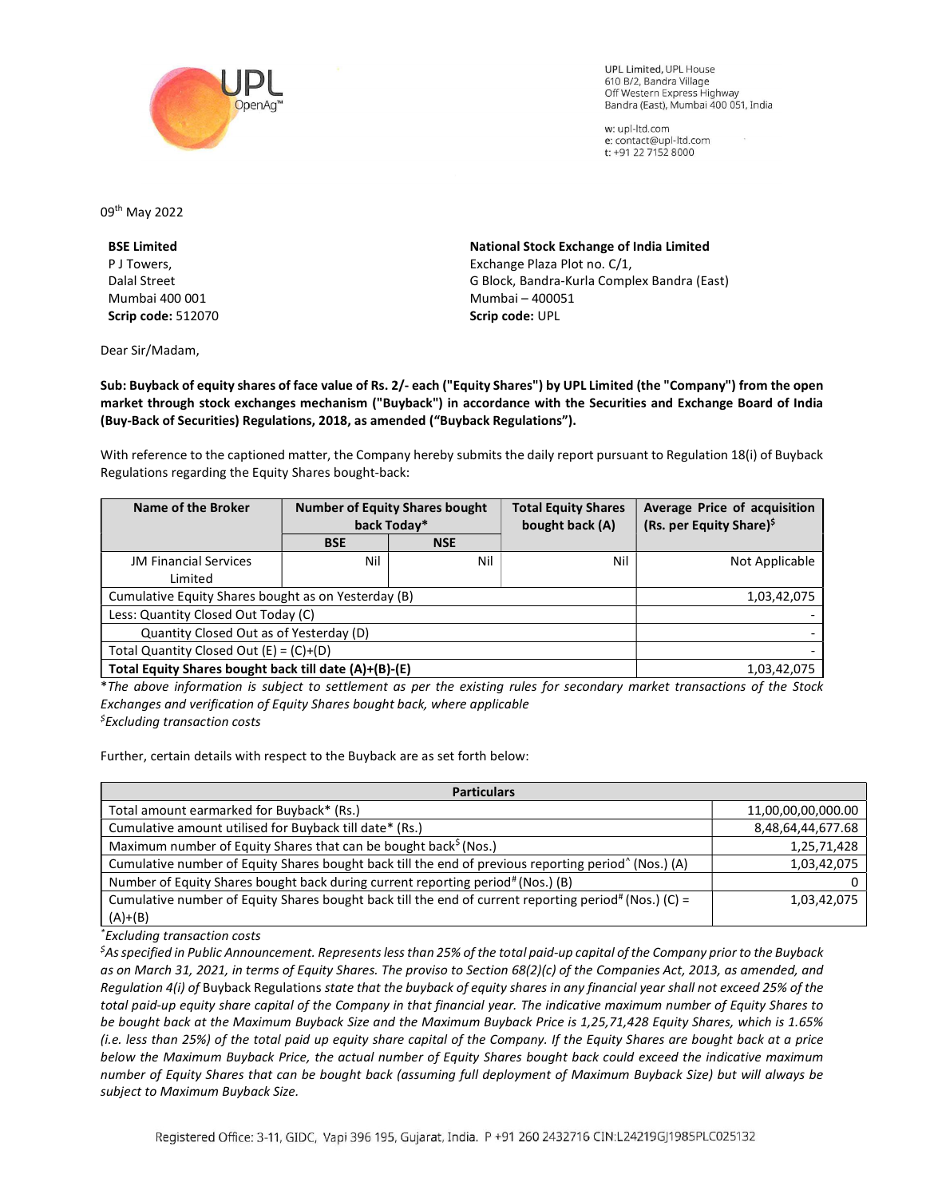UPL Limited, UPL House
610 B/2, Bandra Village
Off Western Express Highway
Bandra (East), Mumbai 400 051, India

w: upl-ltd.com
e: contact@upl-ltd.com
t: +91 22 7152 8000

09th May 2022

**BSE Limited**
P J Towers,
Dalal Street
Mumbai 400 001
**Scrip code:** 512070

**National Stock Exchange of India Limited**
Exchange Plaza Plot no. C/1,
G Block, Bandra-Kurla Complex Bandra (East)
Mumbai – 400051
**Scrip code:** UPL

Dear Sir/Madam,

**Sub: Buyback of equity shares of face value of Rs. 2/- each ("Equity Shares") by UPL Limited (the "Company") from the open market through stock exchanges mechanism ("Buyback") in accordance with the Securities and Exchange Board of India (Buy-Back of Securities) Regulations, 2018, as amended ("Buyback Regulations").**

With reference to the captioned matter, the Company hereby submits the daily report pursuant to Regulation 18(i) of Buyback Regulations regarding the Equity Shares bought-back:

| Name of the Broker | Number of Equity Shares bought back Today* | | Total Equity Shares bought back (A) | Average Price of acquisition (Rs. per Equity Share)$ |
|---|---|---|---|---|
| | BSE | NSE | | |
| JM Financial Services Limited | Nil | Nil | Nil | Not Applicable |
| Cumulative Equity Shares bought as on Yesterday (B) | | | | 1,03,42,075 |
| Less: Quantity Closed Out Today (C) | | | | - |
| Quantity Closed Out as of Yesterday (D) | | | | - |
| Total Quantity Closed Out (E) = (C)+(D) | | | | - |
| **Total Equity Shares bought back till date (A)+(B)-(E)** | | | | 1,03,42,075 |

**The above information is subject to settlement as per the existing rules for secondary market transactions of the Stock Exchanges and verification of Equity Shares bought back, where applicable*

*$Excluding transaction costs*

Further, certain details with respect to the Buyback are as set forth below:

| Particulars | |
|---|---|
| Total amount earmarked for Buyback* (Rs.) | 11,00,00,00,000.00 |
| Cumulative amount utilised for Buyback till date* (Rs.) | 8,48,64,44,677.68 |
| Maximum number of Equity Shares that can be bought back$ (Nos.) | 1,25,71,428 |
| Cumulative number of Equity Shares bought back till the end of previous reporting period^ (Nos.) (A) | 1,03,42,075 |
| Number of Equity Shares bought back during current reporting period# (Nos.) (B) | 0 |
| Cumulative number of Equity Shares bought back till the end of current reporting period# (Nos.) (C) = (A)+(B) | 1,03,42,075 |

**Excluding transaction costs*

*$As specified in Public Announcement. Represents less than 25% of the total paid-up capital of the Company prior to the Buyback as on March 31, 2021, in terms of Equity Shares. The proviso to Section 68(2)(c) of the Companies Act, 2013, as amended, and Regulation 4(i) of* Buyback Regulations *state that the buyback of equity shares in any financial year shall not exceed 25% of the total paid-up equity share capital of the Company in that financial year. The indicative maximum number of Equity Shares to be bought back at the Maximum Buyback Size and the Maximum Buyback Price is 1,25,71,428 Equity Shares, which is 1.65% (i.e. less than 25%) of the total paid up equity share capital of the Company. If the Equity Shares are bought back at a price below the Maximum Buyback Price, the actual number of Equity Shares bought back could exceed the indicative maximum number of Equity Shares that can be bought back (assuming full deployment of Maximum Buyback Size) but will always be subject to Maximum Buyback Size.*

Registered Office: 3-11, GIDC, Vapi 396 195, Gujarat, India. P +91 260 2432716 CIN:L24219GJ1985PLC025132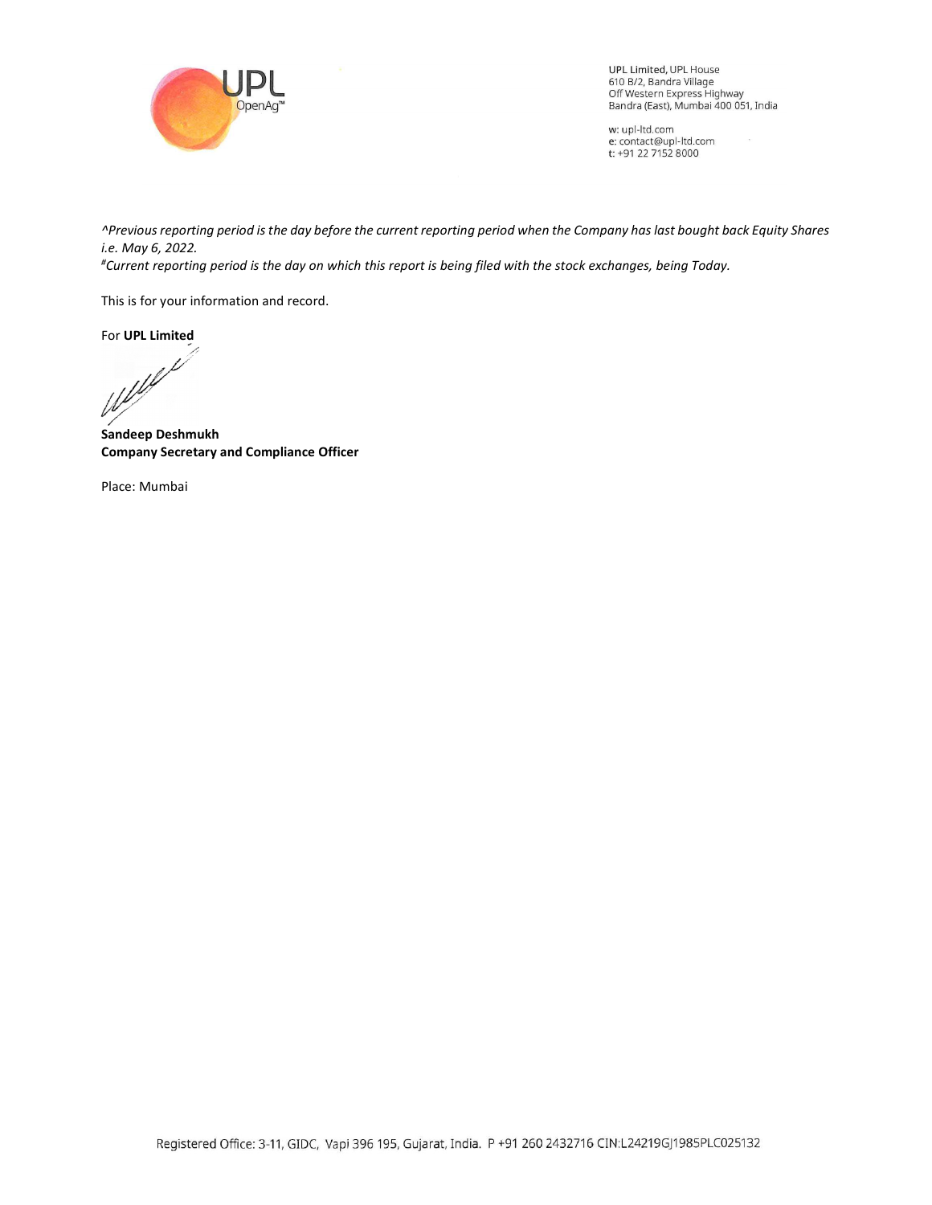*^Previous reporting period is the day before the current reporting period when the Company has last bought back Equity Shares i.e. May 6, 2022.*
*#Current reporting period is the day on which this report is being filed with the stock exchanges, being Today.*

This is for your information and record.

For **UPL Limited**

**Sandeep Deshmukh**
**Company Secretary and Compliance Officer**

Place: Mumbai